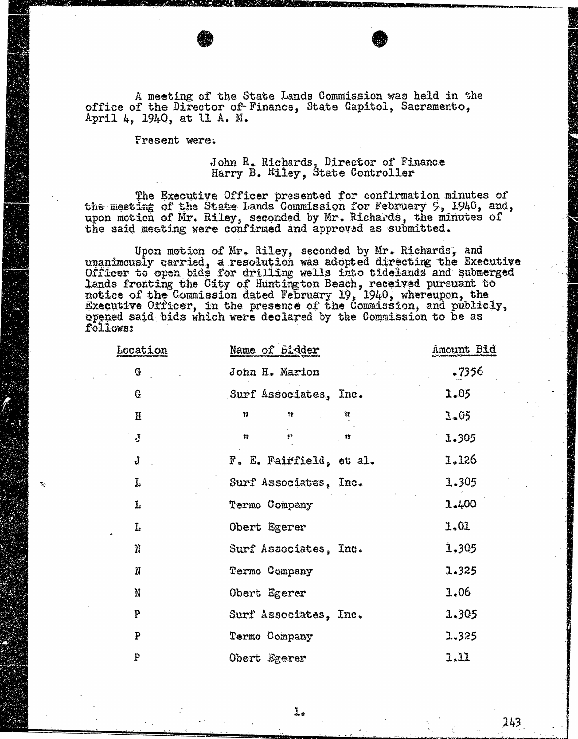A meeting of the State Lands Commission was held in the office of the Director of Finance, State Capitol, Sacramento, April 4, 1940, at 11 A. M.

Present were.

John R. Richards, Director of Finance
Harry B. Riley, State Controller

The Executive Officer presented for confirmation minutes of the meeting of the State Lands Commission for February 9, 1940, and, upon motion of Mr. Riley, seconded by Mr. Richards, the minutes of the said meeting were confirmed and approved as submitted.

Upon motion of Mr. Riley, seconded by Mr. Richards, and unanimously carried, a resolution was adopted directing the Executive Officer to open bids for drilling wells into tidelands and submerged lands fronting the City of Huntington Beach, received pursuant to notice of the Commission dated February 19, 1940, whereupon, the Executive Officer, in the presence of the Commission, and publicly, opened said bids which were declared by the Commission to be as follows:

| Location | Name of Bidder | Amount Bid |
|---|---|---|
| G | John H. Marion | .7356 |
| G | Surf Associates, Inc. | 1.05 |
| H | " " " | 1.05 |
| J | " " " | 1.305 |
| J | F. E. Fairfield, et al. | 1.126 |
| L | Surf Associates, Inc. | 1.305 |
| L | Termo Company | 1.400 |
| L | Obert Egerer | 1.01 |
| N | Surf Associates, Inc. | 1.305 |
| N | Termo Company | 1.325 |
| N | Obert Egerer | 1.06 |
| P | Surf Associates, Inc. | 1.305 |
| P | Termo Company | 1.325 |
| P | Obert Egerer | 1.11 |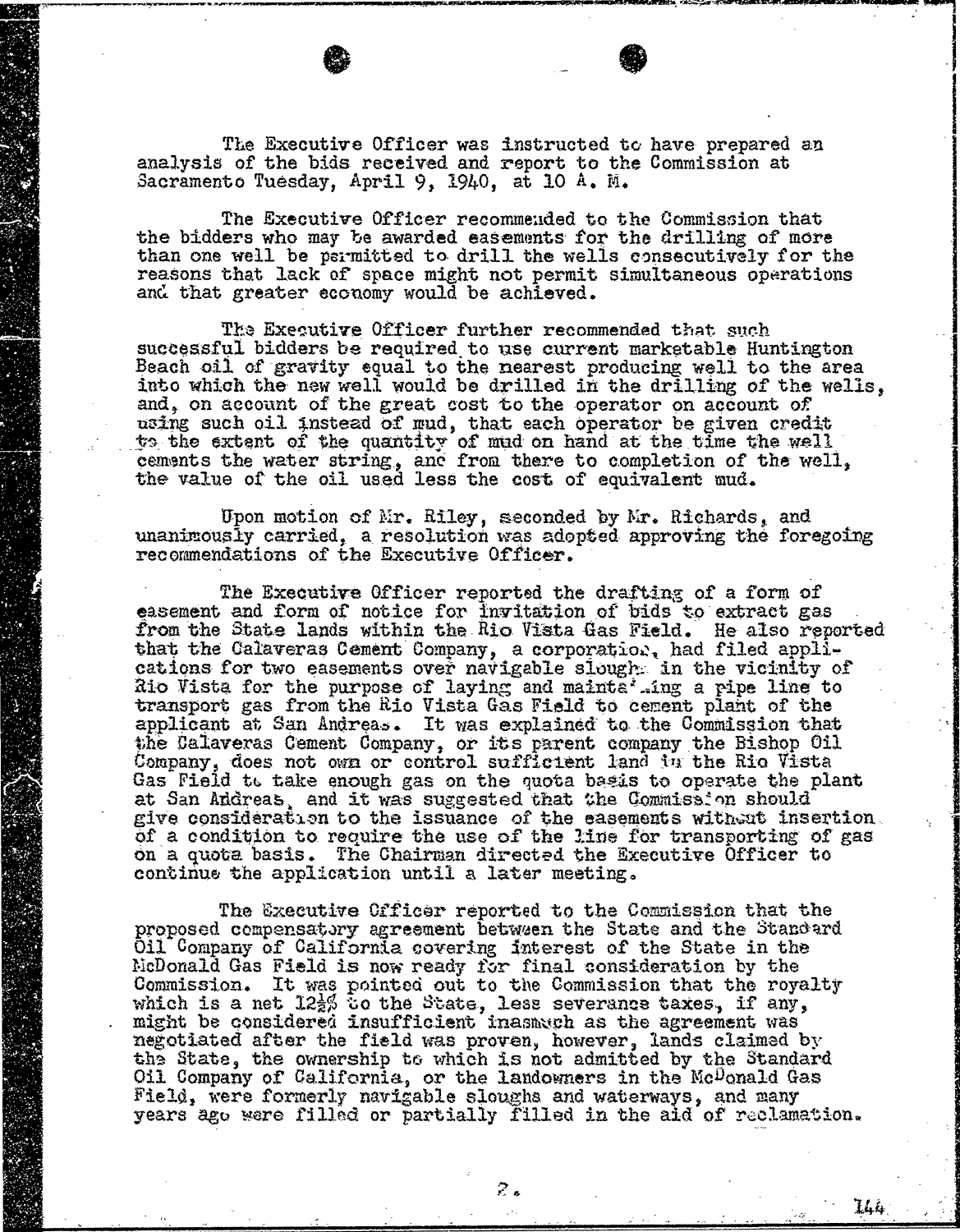The Executive Officer was instructed to have prepared an analysis of the bids received and report to the Commission at Sacramento Tuesday, April 9, 1940, at 10 A. M.

The Executive Officer recommended to the Commission that the bidders who may be awarded easements for the drilling of more than one well be permitted to drill the wells consecutively for the reasons that lack of space might not permit simultaneous operations and that greater economy would be achieved.

The Executive Officer further recommended that such successful bidders be required to use current marketable Huntington Beach oil of gravity equal to the nearest producing well to the area into which the new well would be drilled in the drilling of the wells, and, on account of the great cost to the operator on account of using such oil instead of mud, that each operator be given credit to the extent of the quantity of mud on hand at the time the well cements the water string, and from there to completion of the well, the value of the oil used less the cost of equivalent mud.

Upon motion of Mr. Riley, seconded by Mr. Richards, and unanimously carried, a resolution was adopted approving the foregoing recommendations of the Executive Officer.

The Executive Officer reported the drafting of a form of easement and form of notice for invitation of bids to extract gas from the State lands within the Rio Vista Gas Field. He also reported that the Calaveras Cement Company, a corporation, had filed applications for two easements over navigable sloughs in the vicinity of Rio Vista for the purpose of laying and maintaining a pipe line to transport gas from the Rio Vista Gas Field to cement plant of the applicant at San Andreas. It was explained to the Commission that the Calaveras Cement Company, or its parent company the Bishop Oil Company, does not own or control sufficient land in the Rio Vista Gas Field to take enough gas on the quota basis to operate the plant at San Andreas, and it was suggested that the Commission should give consideration to the issuance of the easements without insertion of a condition to require the use of the line for transporting of gas on a quota basis. The Chairman directed the Executive Officer to continue the application until a later meeting.

The Executive Officer reported to the Commission that the proposed compensatory agreement between the State and the Standard Oil Company of California covering interest of the State in the McDonald Gas Field is now ready for final consideration by the Commission. It was pointed out to the Commission that the royalty which is a net 12½% to the State, less severance taxes, if any, might be considered insufficient inasmuch as the agreement was negotiated after the field was proven, however, lands claimed by the State, the ownership to which is not admitted by the Standard Oil Company of California, or the landowners in the McDonald Gas Field, were formerly navigable sloughs and waterways, and many years ago were filled or partially filled in the aid of reclamation.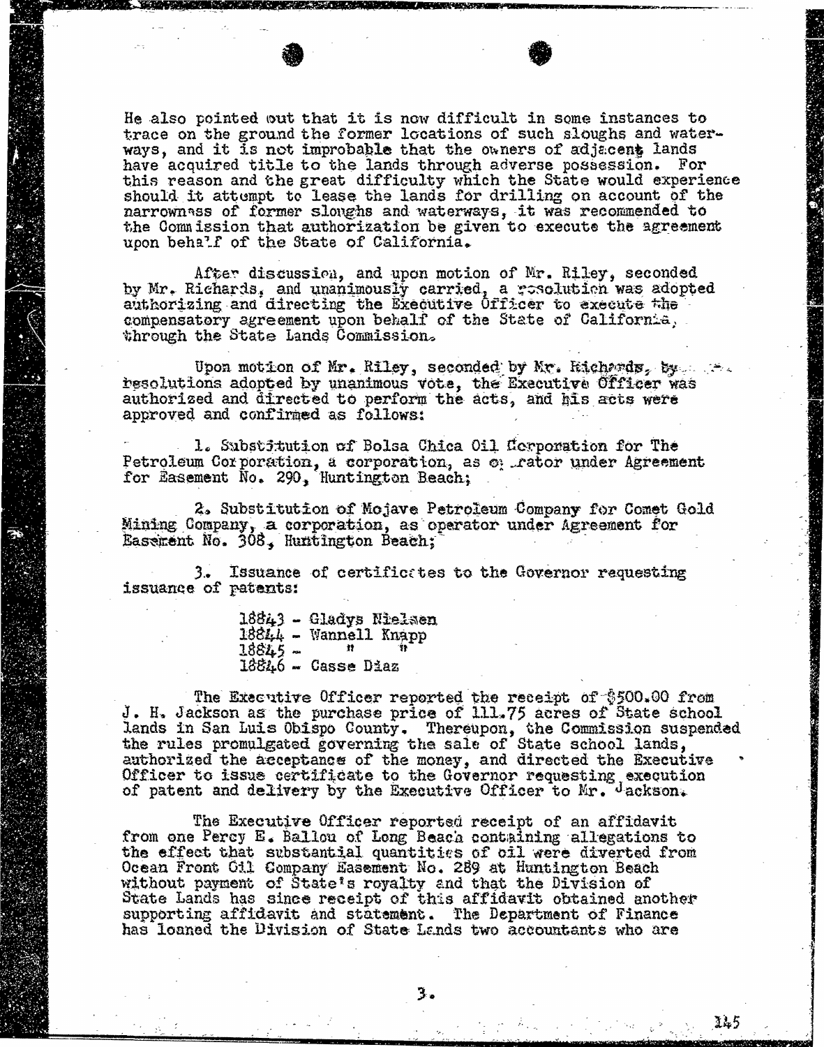He also pointed out that it is now difficult in some instances to trace on the ground the former locations of such sloughs and waterways, and it is not improbable that the owners of adjacent lands have acquired title to the lands through adverse possession. For this reason and the great difficulty which the State would experience should it attempt to lease the lands for drilling on account of the narrowness of former sloughs and waterways, it was recommended to the Commission that authorization be given to execute the agreement upon behalf of the State of California.

After discussion, and upon motion of Mr. Riley, seconded by Mr. Richards, and unanimously carried, a resolution was adopted authorizing and directing the Executive Officer to execute the compensatory agreement upon behalf of the State of California, through the State Lands Commission.

Upon motion of Mr. Riley, seconded by Mr. Richards, by resolutions adopted by unanimous vote, the Executive Officer was authorized and directed to perform the acts, and his acts were approved and confirmed as follows:

1. Substitution of Bolsa Chica Oil Corporation for The Petroleum Corporation, a corporation, as operator under Agreement for Easement No. 290, Huntington Beach;

2. Substitution of Mojave Petroleum Company for Comet Gold Mining Company, a corporation, as operator under Agreement for Easement No. 308, Huntington Beach;

3. Issuance of certificates to the Governor requesting issuance of patents:

18843 - Gladys Nielsen
18844 - Wannell Knapp
18845 - " "
18846 - Casse Diaz

The Executive Officer reported the receipt of $500.00 from J. H. Jackson as the purchase price of 111.75 acres of State school lands in San Luis Obispo County. Thereupon, the Commission suspended the rules promulgated governing the sale of State school lands, authorized the acceptance of the money, and directed the Executive Officer to issue certificate to the Governor requesting execution of patent and delivery by the Executive Officer to Mr. Jackson.

The Executive Officer reported receipt of an affidavit from one Percy E. Ballou of Long Beach containing allegations to the effect that substantial quantities of oil were diverted from Ocean Front Oil Company Easement No. 289 at Huntington Beach without payment of State's royalty and that the Division of State Lands has since receipt of this affidavit obtained another supporting affidavit and statement. The Department of Finance has loaned the Division of State Lands two accountants who are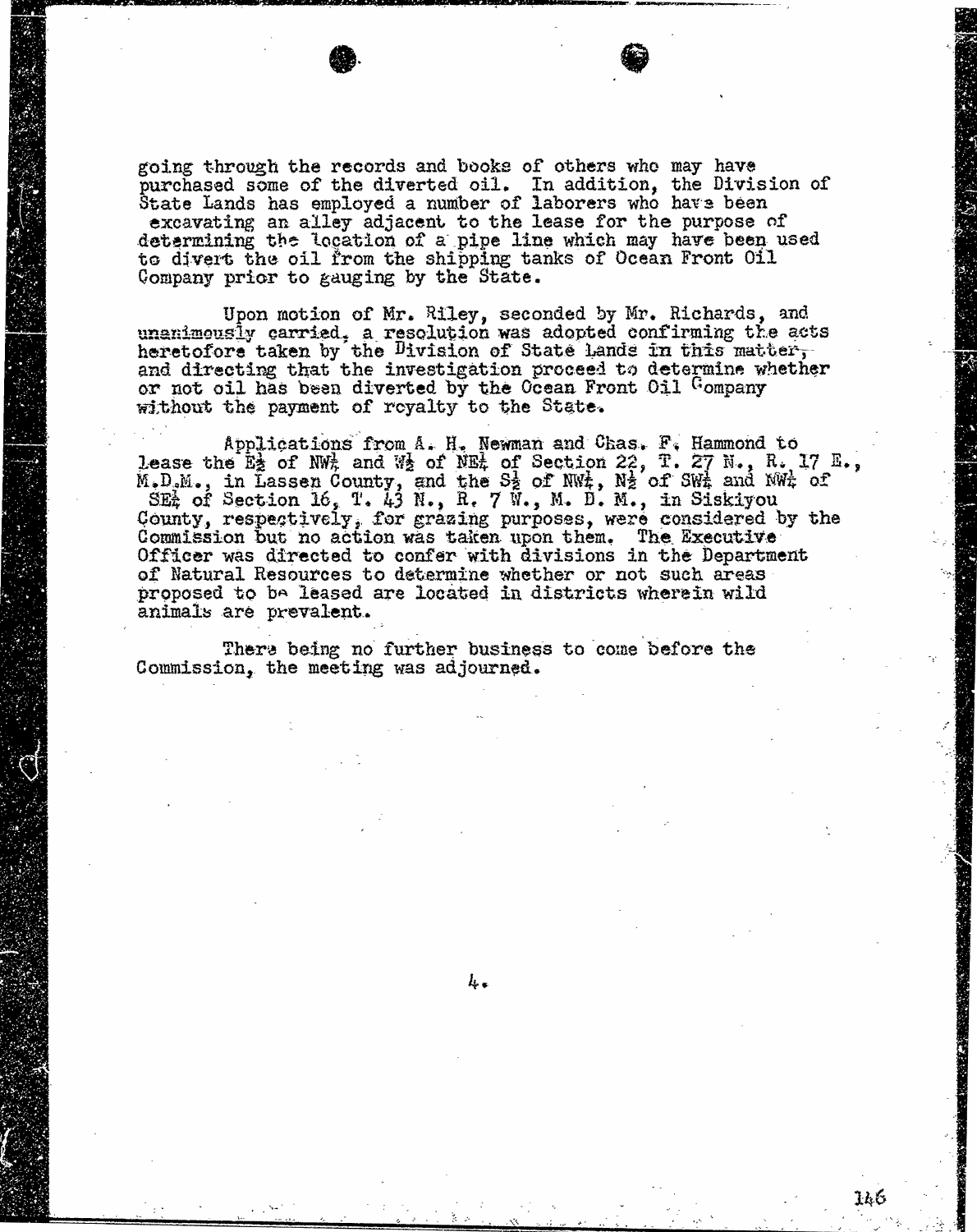going through the records and books of others who may have purchased some of the diverted oil. In addition, the Division of State Lands has employed a number of laborers who have been excavating an alley adjacent to the lease for the purpose of determining the location of a pipe line which may have been used to divert the oil from the shipping tanks of Ocean Front Oil Company prior to gauging by the State.

Upon motion of Mr. Riley, seconded by Mr. Richards, and unanimously carried, a resolution was adopted confirming the acts heretofore taken by the Division of State Lands in this matter, and directing that the investigation proceed to determine whether or not oil has been diverted by the Ocean Front Oil Company without the payment of royalty to the State.

Applications from A. H. Newman and Chas. F. Hammond to lease the E½ of NW¼ and W½ of NE¼ of Section 22, T. 27 N., R. 17 E., M.D.M., in Lassen County, and the S½ of NW¼, N½ of SW¼ and NW¼ of SE¼ of Section 16, T. 43 N., R. 7 W., M. D. M., in Siskiyou County, respectively, for grazing purposes, were considered by the Commission but no action was taken upon them. The Executive Officer was directed to confer with divisions in the Department of Natural Resources to determine whether or not such areas proposed to be leased are located in districts wherein wild animals are prevalent.

There being no further business to come before the Commission, the meeting was adjourned.